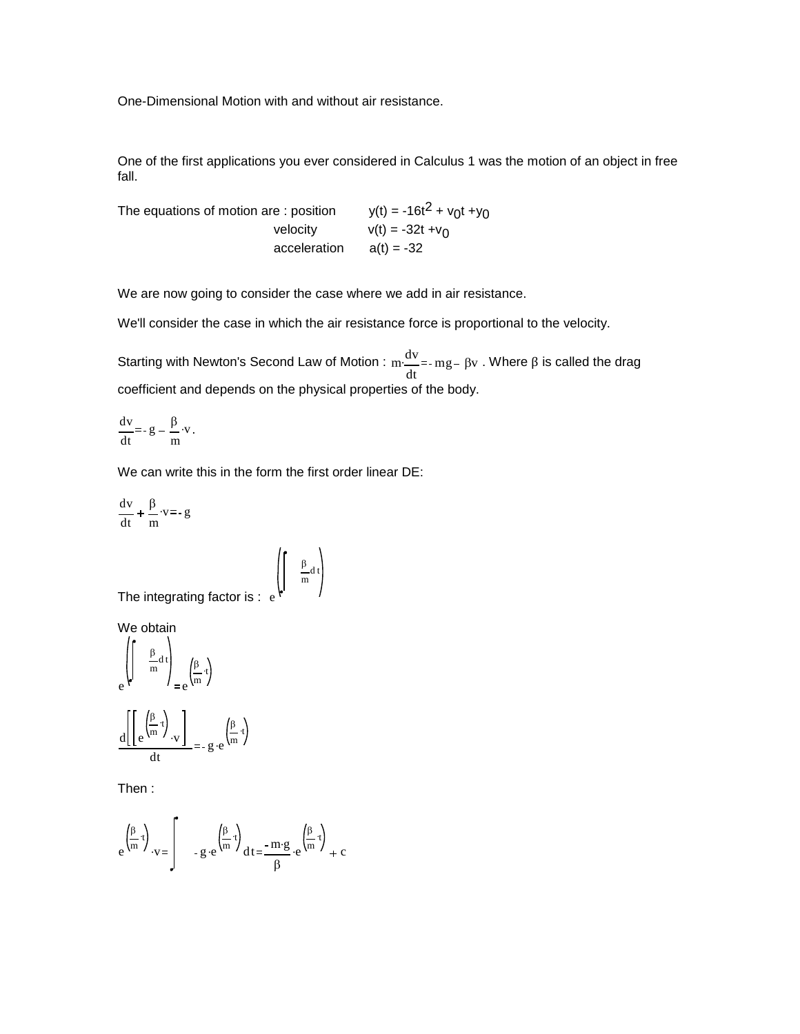One-Dimensional Motion with and without air resistance.

One of the first applications you ever considered in Calculus 1 was the motion of an object in free fall.

The equations of motion are : position $\quad y(t) = -16t^2 + v_0 t + y_0$

velocity $\quad v(t) = -32t + v_0$

acceleration $\quad a(t) = -32$

We are now going to consider the case where we add in air resistance.

We'll consider the case in which the air resistance force is proportional to the velocity.

Starting with Newton's Second Law of Motion : $m \cdot \frac{dv}{dt} = -mg - \beta v$ . Where $\beta$ is called the drag coefficient and depends on the physical properties of the body.

$$\frac{dv}{dt} = -g - \frac{\beta}{m} \cdot v .$$

We can write this in the form the first order linear DE:

$$\frac{dv}{dt} + \frac{\beta}{m} \cdot v = -g$$

The integrating factor is : $e^{\left(\int \frac{\beta}{m} dt\right)}$

We obtain

$$e^{\left(\int \frac{\beta}{m} dt\right)} = e^{\left(\frac{\beta}{m} \cdot t\right)}$$

$$\frac{d\left[\left[e^{\left(\frac{\beta}{m} \cdot t\right)} \cdot v\right]\right]}{dt} = -g \cdot e^{\left(\frac{\beta}{m} \cdot t\right)}$$

Then :

$$e^{\left(\frac{\beta}{m} \cdot t\right)} \cdot v = \int -g \cdot e^{\left(\frac{\beta}{m} \cdot t\right)} dt = \frac{-m \cdot g}{\beta} \cdot e^{\left(\frac{\beta}{m} \cdot t\right)} + c$$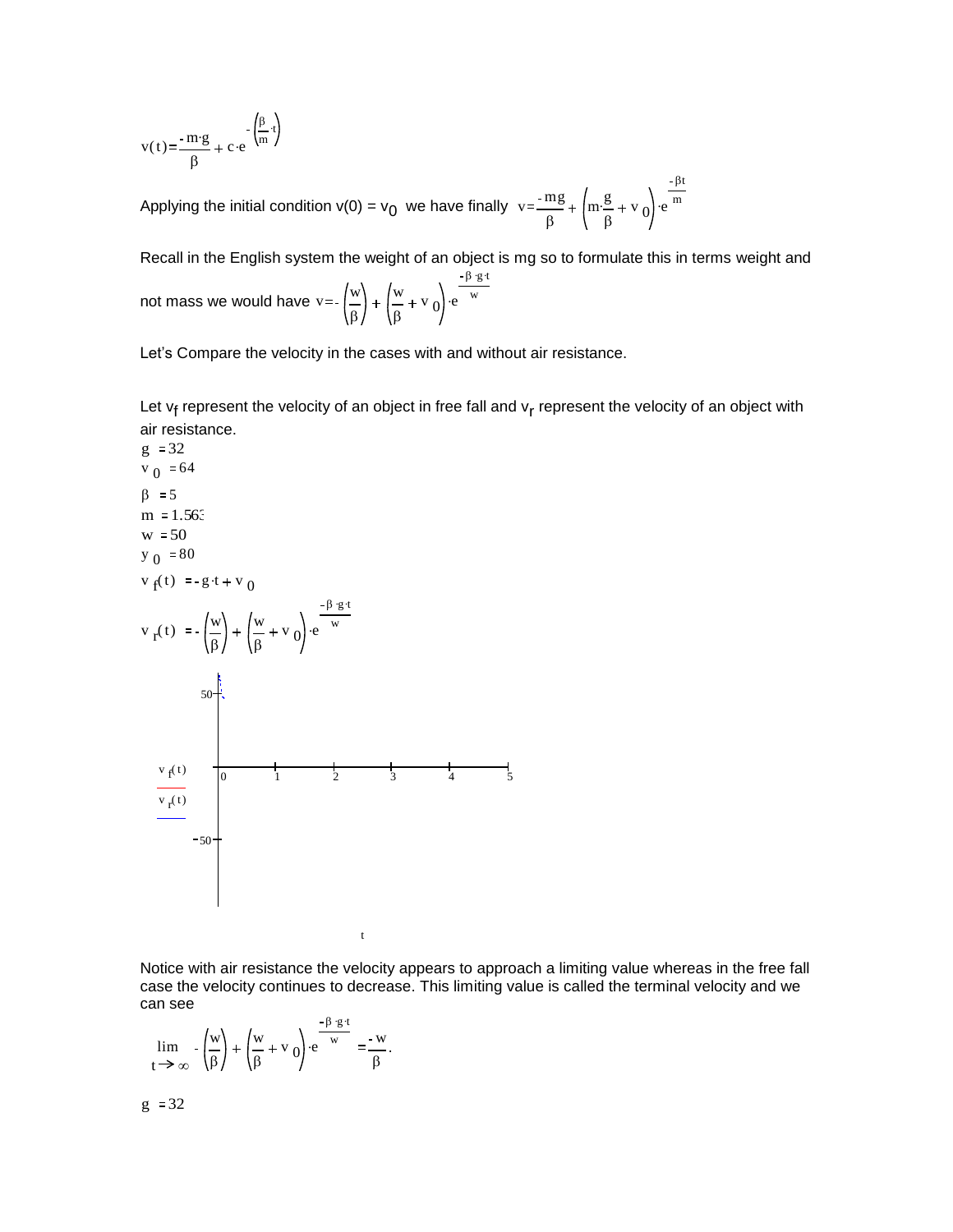$$v(t) = \frac{-m \cdot g}{\beta} + c \cdot e^{-\left(\frac{\beta}{m} \cdot t\right)}$$

Applying the initial condition v(0) = $v_0$ we have finally $v = \frac{-mg}{\beta} + \left(m \cdot \frac{g}{\beta} + v_0\right) \cdot e^{\frac{-\beta t}{m}}$

Recall in the English system the weight of an object is mg so to formulate this in terms weight and not mass we would have $v = -\left(\frac{w}{\beta}\right) + \left(\frac{w}{\beta} + v_0\right) \cdot e^{\frac{-\beta \cdot g \cdot t}{w}}$

Let's Compare the velocity in the cases with and without air resistance.

Let $v_f$ represent the velocity of an object in free fall and $v_r$ represent the velocity of an object with air resistance.

$g := 32$

$v_0 := 64$

$\beta := 5$

$m := 1.563$

$w := 50$

$y_0 := 80$

$v_f(t) := -g \cdot t + v_0$

$$v_r(t) := -\left(\frac{w}{\beta}\right) + \left(\frac{w}{\beta} + v_0\right) \cdot e^{\frac{-\beta \cdot g \cdot t}{w}}$$

Notice with air resistance the velocity appears to approach a limiting value whereas in the free fall case the velocity continues to decrease. This limiting value is called the terminal velocity and we can see

$$\lim_{t \to \infty} -\left(\frac{w}{\beta}\right) + \left(\frac{w}{\beta} + v_0\right) \cdot e^{\frac{-\beta \cdot g \cdot t}{w}} = \frac{-w}{\beta}.$$

$g := 32$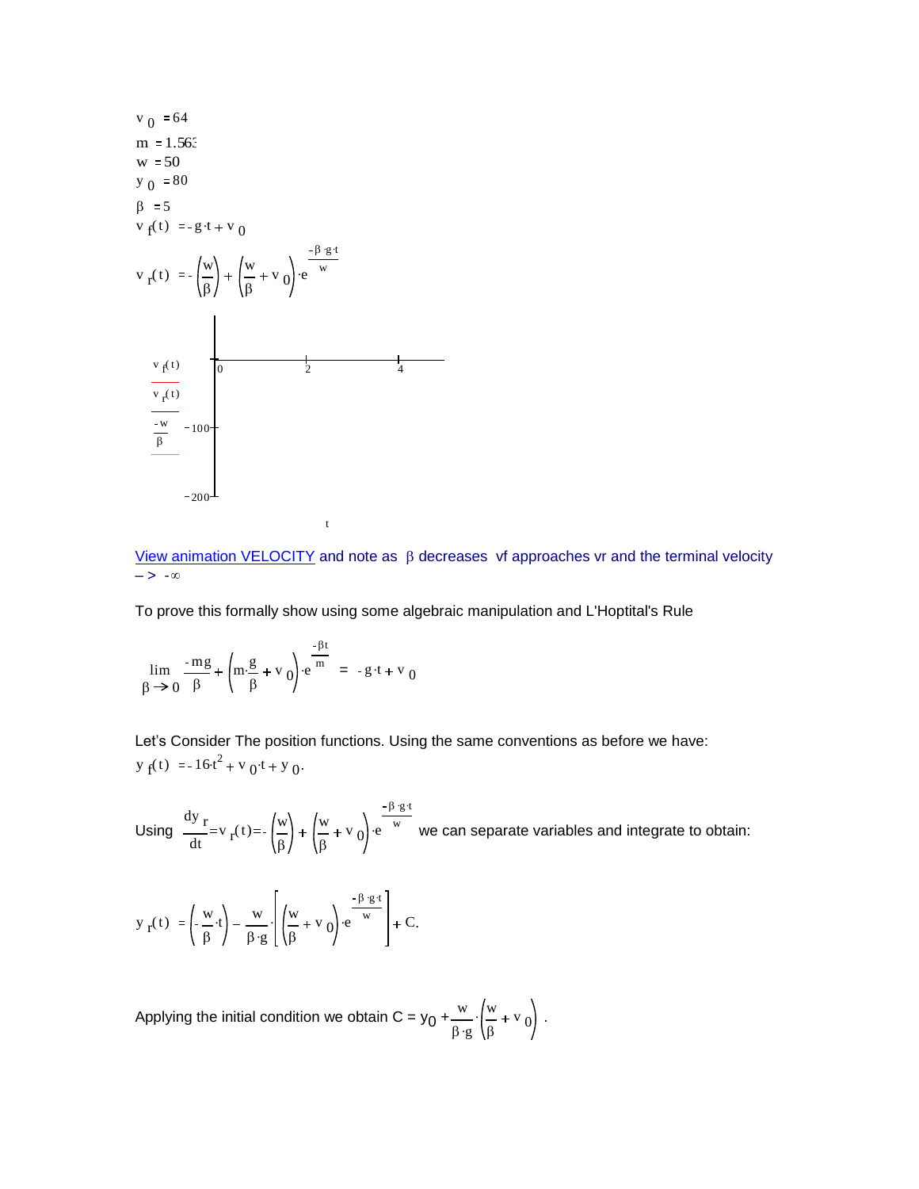$v_0 := 64$

$m := 1.563$

$w := 50$

$y_0 := 80$

$\beta := 5$

$v_f(t) := -g \cdot t + v_0$

$$v_r(t) := -\left(\frac{w}{\beta}\right) + \left(\frac{w}{\beta} + v_0\right) \cdot e^{\frac{-\beta \cdot g \cdot t}{w}}$$

Plot legend: $v_f(t)$, $v_r(t)$, $\frac{-w}{\beta}$; vertical axis: −100, −200; horizontal axis ($t$): 0, 2, 4

View animation VELOCITY and note as $\beta$ decreases vf approaches vr and the terminal velocity $\to -\infty$

To prove this formally show using some algebraic manipulation and L'Hoptital's Rule

$$\lim_{\beta \to 0} \frac{-mg}{\beta} + \left(m \cdot \frac{g}{\beta} + v_0\right) \cdot e^{\frac{-\beta t}{m}} = -g \cdot t + v_0$$

Let's Consider The position functions. Using the same conventions as before we have:

$y_f(t) := -16 t^2 + v_0 \cdot t + y_0$.

Using $\frac{dy_r}{dt} = v_r(t) = -\left(\frac{w}{\beta}\right) + \left(\frac{w}{\beta} + v_0\right) \cdot e^{\frac{-\beta \cdot g \cdot t}{w}}$ we can separate variables and integrate to obtain:

$$y_r(t) := \left(-\frac{w}{\beta} \cdot t\right) - \frac{w}{\beta \cdot g} \cdot \left[\left(\frac{w}{\beta} + v_0\right) \cdot e^{\frac{-\beta \cdot g \cdot t}{w}}\right] + C.$$

Applying the initial condition we obtain $C = y_0 + \frac{w}{\beta \cdot g} \cdot \left(\frac{w}{\beta} + v_0\right)$ .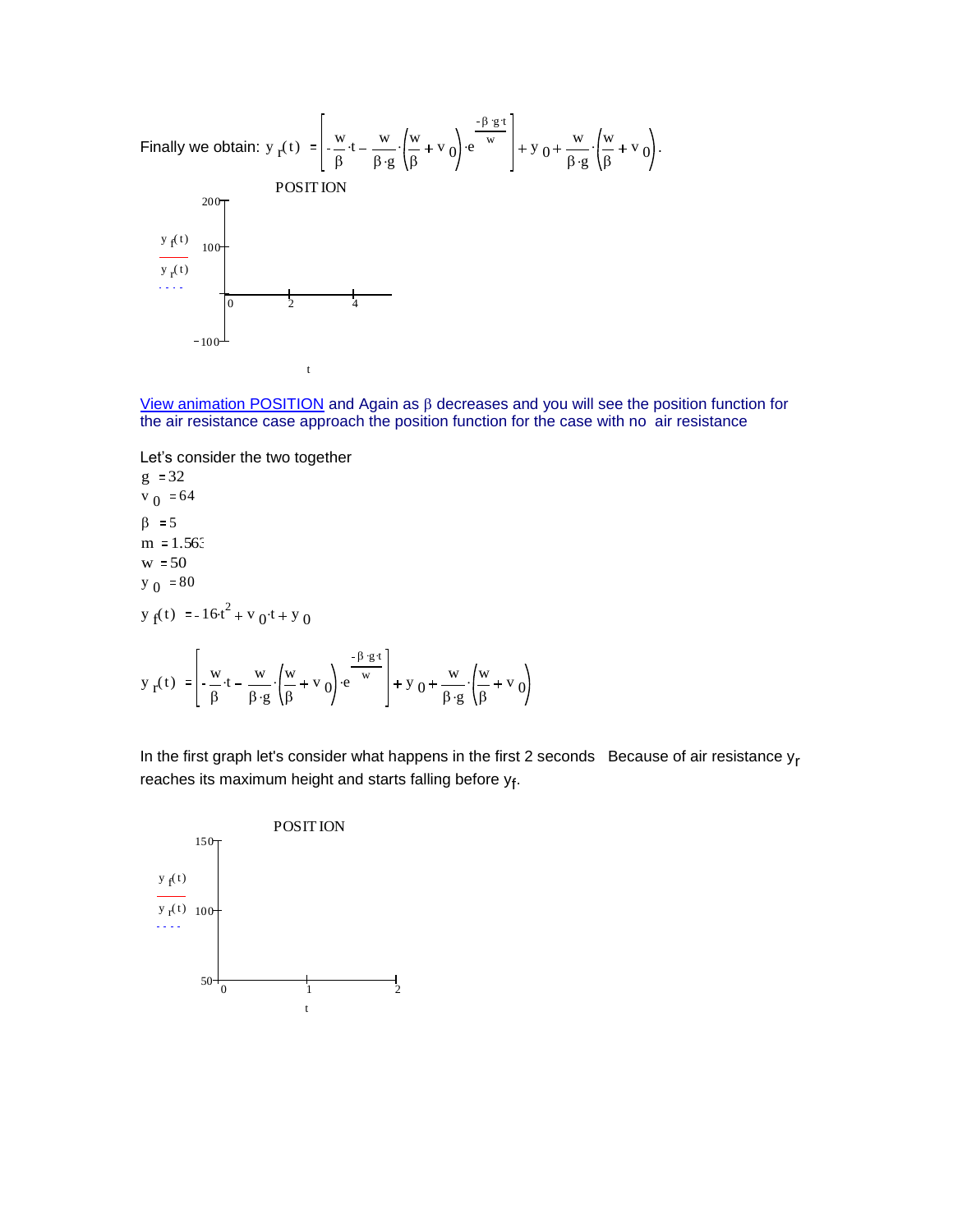Finally we obtain: $y_r(t) = \left[ -\frac{w}{\beta} \cdot t - \frac{w}{\beta \cdot g} \cdot \left( \frac{w}{\beta} + v_0 \right) \cdot e^{\frac{-\beta \cdot g \cdot t}{w}} \right] + y_0 + \frac{w}{\beta \cdot g} \cdot \left( \frac{w}{\beta} + v_0 \right).$

POSITION

$y_f(t)$

$y_r(t)$

200

100

−100

0 2 4

t

View animation POSITION and Again as β decreases and you will see the position function for the air resistance case approach the position function for the case with no air resistance

Let's consider the two together

$g = 32$

$v_0 = 64$

$\beta = 5$

$m = 1.563$

$w = 50$

$y_0 = 80$

$$y_f(t) = -16 \cdot t^2 + v_0 \cdot t + y_0$$

$$y_r(t) = \left[ -\frac{w}{\beta} \cdot t - \frac{w}{\beta \cdot g} \cdot \left( \frac{w}{\beta} + v_0 \right) \cdot e^{\frac{-\beta \cdot g \cdot t}{w}} \right] + y_0 + \frac{w}{\beta \cdot g} \cdot \left( \frac{w}{\beta} + v_0 \right)$$

In the first graph let's consider what happens in the first 2 seconds Because of air resistance $y_r$ reaches its maximum height and starts falling before $y_f$.

POSITION

$y_f(t)$

$y_r(t)$

150

100

50

0 1 2

t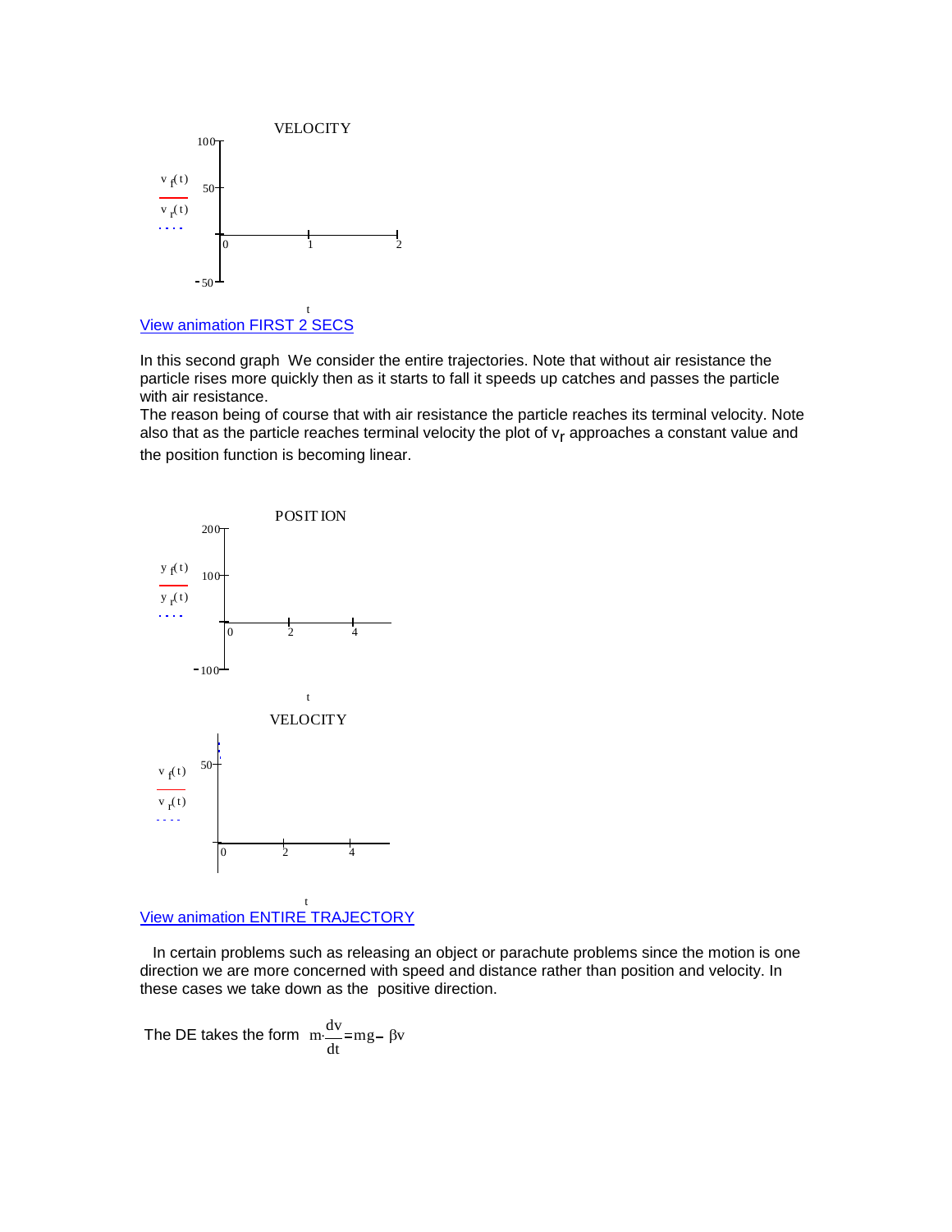View animation FIRST 2 SECS

In this second graph We consider the entire trajectories. Note that without air resistance the particle rises more quickly then as it starts to fall it speeds up catches and passes the particle with air resistance.
The reason being of course that with air resistance the particle reaches its terminal velocity. Note also that as the particle reaches terminal velocity the plot of $v_r$ approaches a constant value and the position function is becoming linear.

View animation ENTIRE TRAJECTORY

In certain problems such as releasing an object or parachute problems since the motion is one direction we are more concerned with speed and distance rather than position and velocity. In these cases we take down as the positive direction.

The DE takes the form $m \cdot \dfrac{dv}{dt} = mg - \beta v$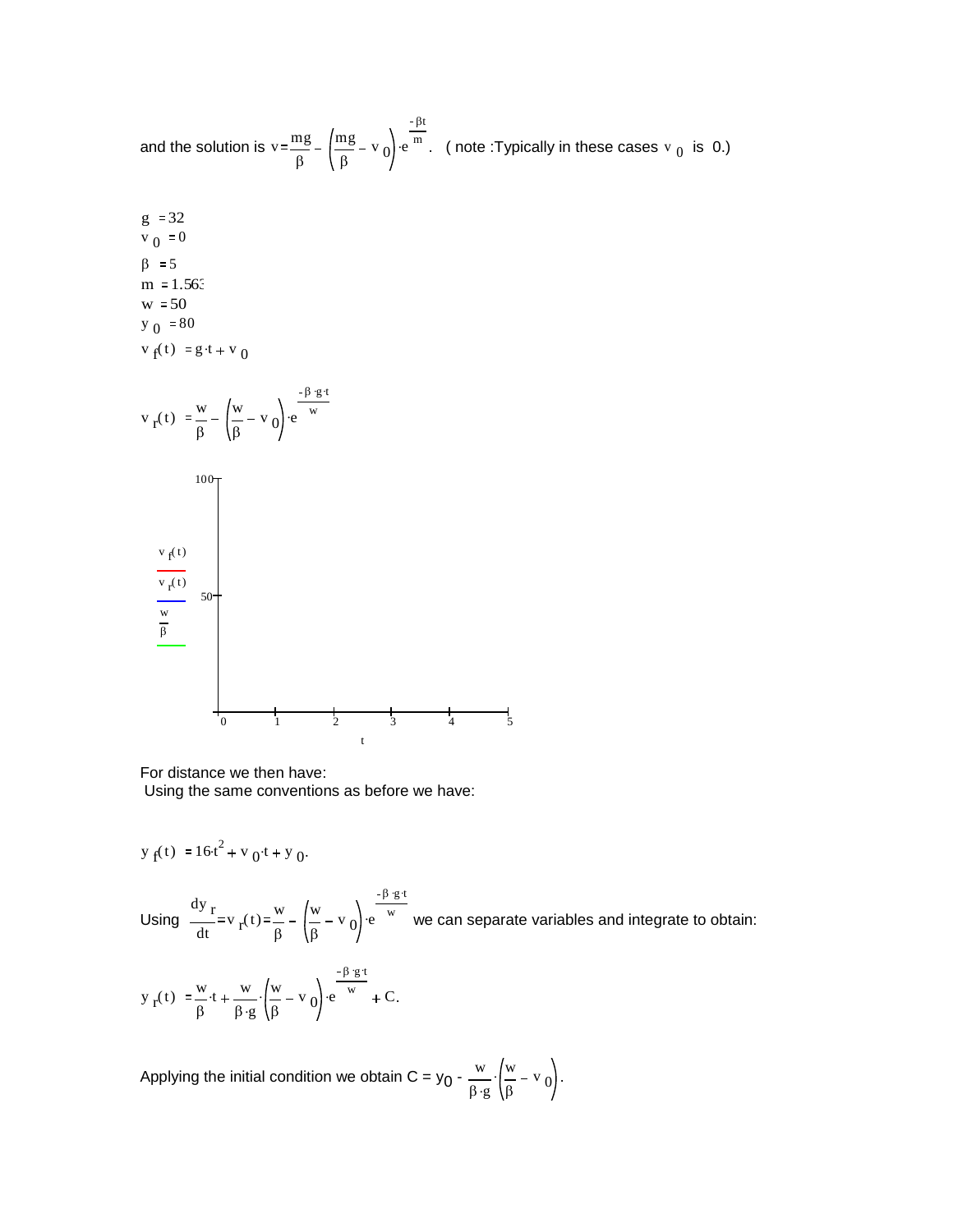and the solution is $v = \frac{mg}{\beta} - \left(\frac{mg}{\beta} - v_0\right) \cdot e^{\frac{-\beta t}{m}}$. ( note :Typically in these cases $v_0$ is 0.)

$g := 32$

$v_0 := 0$

$\beta := 5$

$m := 1.563$

$w := 50$

$y_0 := 80$

$v_f(t) := g \cdot t + v_0$

$$v_r(t) := \frac{w}{\beta} - \left(\frac{w}{\beta} - v_0\right) \cdot e^{\frac{-\beta \cdot g \cdot t}{w}}$$

For distance we then have:
Using the same conventions as before we have:

$y_f(t) := 16 \cdot t^2 + v_0 \cdot t + y_0$.

Using $\frac{dy_r}{dt} = v_r(t) = \frac{w}{\beta} - \left(\frac{w}{\beta} - v_0\right) \cdot e^{\frac{-\beta \cdot g \cdot t}{w}}$ we can separate variables and integrate to obtain:

$$y_r(t) := \frac{w}{\beta} \cdot t + \frac{w}{\beta \cdot g} \cdot \left(\frac{w}{\beta} - v_0\right) \cdot e^{\frac{-\beta \cdot g \cdot t}{w}} + C.$$

Applying the initial condition we obtain $C = y_0 - \frac{w}{\beta \cdot g} \cdot \left(\frac{w}{\beta} - v_0\right)$.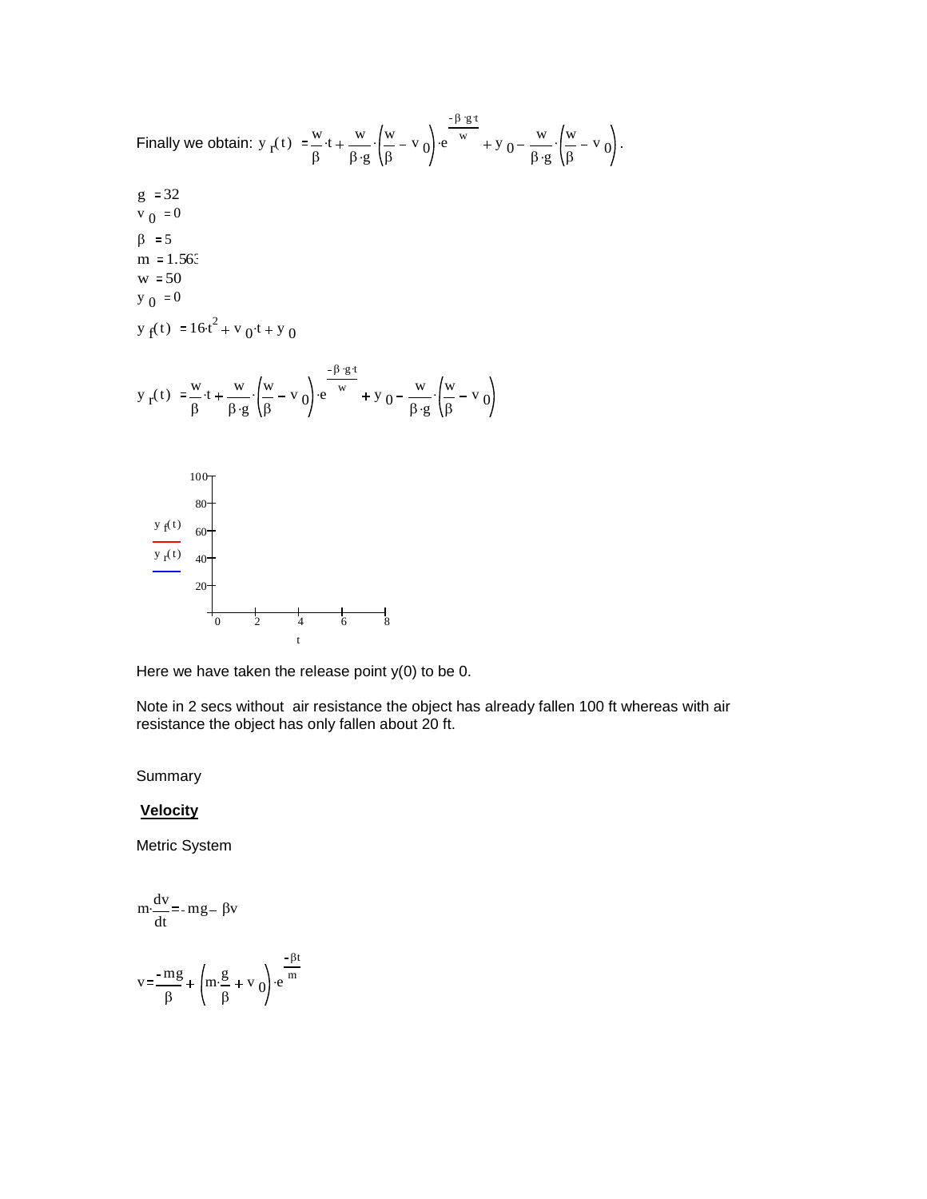Finally we obtain: $y_r(t) = \frac{w}{\beta}\cdot t + \frac{w}{\beta \cdot g}\cdot\left(\frac{w}{\beta} - v_0\right)\cdot e^{\frac{-\beta \cdot g \cdot t}{w}} + y_0 - \frac{w}{\beta \cdot g}\cdot\left(\frac{w}{\beta} - v_0\right).$

$g = 32$
$v_0 = 0$
$\beta = 5$
$m = 1.563$
$w = 50$
$y_0 = 0$

$$y_f(t) = 16 t^2 + v_0 \cdot t + y_0$$

$$y_r(t) = \frac{w}{\beta}\cdot t + \frac{w}{\beta \cdot g}\cdot\left(\frac{w}{\beta} - v_0\right)\cdot e^{\frac{-\beta \cdot g \cdot t}{w}} + y_0 - \frac{w}{\beta \cdot g}\cdot\left(\frac{w}{\beta} - v_0\right)$$

[Plot: $y_f(t)$ (red) and $y_r(t)$ (blue) versus $t$; vertical axis 20–100, horizontal axis 0–8]

Here we have taken the release point y(0) to be 0.

Note in 2 secs without air resistance the object has already fallen 100 ft whereas with air resistance the object has only fallen about 20 ft.

Summary

**Velocity**

Metric System

$$m\cdot\frac{dv}{dt} = -mg - \beta v$$

$$v = \frac{-mg}{\beta} + \left(m\cdot\frac{g}{\beta} + v_0\right)\cdot e^{\frac{-\beta t}{m}}$$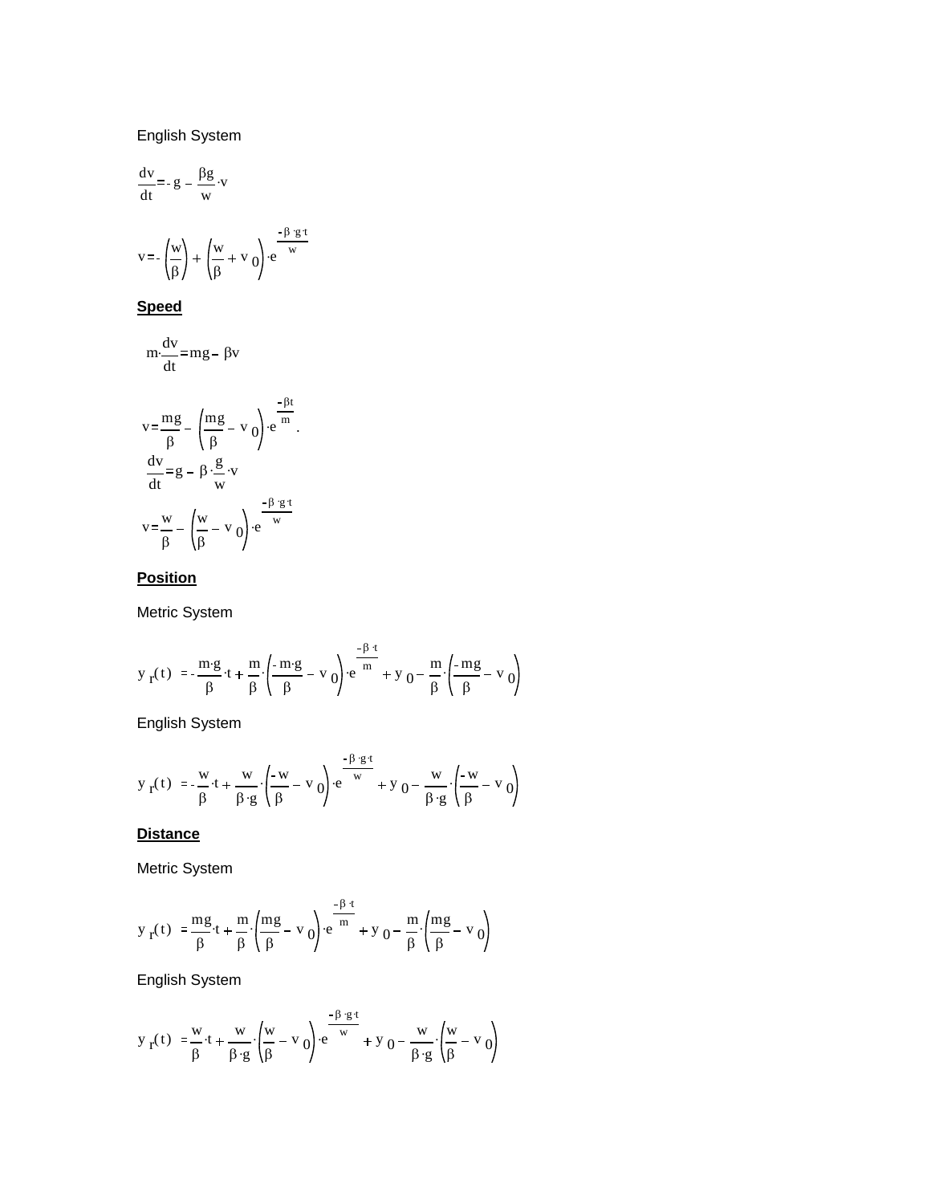English System

$$\frac{dv}{dt} = -g - \frac{\beta g}{w} \cdot v$$

$$v = -\left(\frac{w}{\beta}\right) + \left(\frac{w}{\beta} + v_0\right) \cdot e^{\frac{-\beta \cdot g \cdot t}{w}}$$

**Speed**

$$m \cdot \frac{dv}{dt} = mg - \beta v$$

$$v = \frac{mg}{\beta} - \left(\frac{mg}{\beta} - v_0\right) \cdot e^{\frac{-\beta t}{m}}.$$

$$\frac{dv}{dt} = g - \beta \cdot \frac{g}{w} \cdot v$$

$$v = \frac{w}{\beta} - \left(\frac{w}{\beta} - v_0\right) \cdot e^{\frac{-\beta \cdot g \cdot t}{w}}$$

**Position**

Metric System

$$y_r(t) = -\frac{m \cdot g}{\beta} \cdot t + \frac{m}{\beta} \cdot \left(\frac{-m \cdot g}{\beta} - v_0\right) \cdot e^{\frac{-\beta \cdot t}{m}} + y_0 - \frac{m}{\beta} \cdot \left(\frac{-mg}{\beta} - v_0\right)$$

English System

$$y_r(t) = -\frac{w}{\beta} \cdot t + \frac{w}{\beta \cdot g} \cdot \left(\frac{-w}{\beta} - v_0\right) \cdot e^{\frac{-\beta \cdot g \cdot t}{w}} + y_0 - \frac{w}{\beta \cdot g} \cdot \left(\frac{-w}{\beta} - v_0\right)$$

**Distance**

Metric System

$$y_r(t) = \frac{mg}{\beta} \cdot t + \frac{m}{\beta} \cdot \left(\frac{mg}{\beta} - v_0\right) \cdot e^{\frac{-\beta \cdot t}{m}} + y_0 - \frac{m}{\beta} \cdot \left(\frac{mg}{\beta} - v_0\right)$$

English System

$$y_r(t) = \frac{w}{\beta} \cdot t + \frac{w}{\beta \cdot g} \cdot \left(\frac{w}{\beta} - v_0\right) \cdot e^{\frac{-\beta \cdot g \cdot t}{w}} + y_0 - \frac{w}{\beta \cdot g} \cdot \left(\frac{w}{\beta} - v_0\right)$$